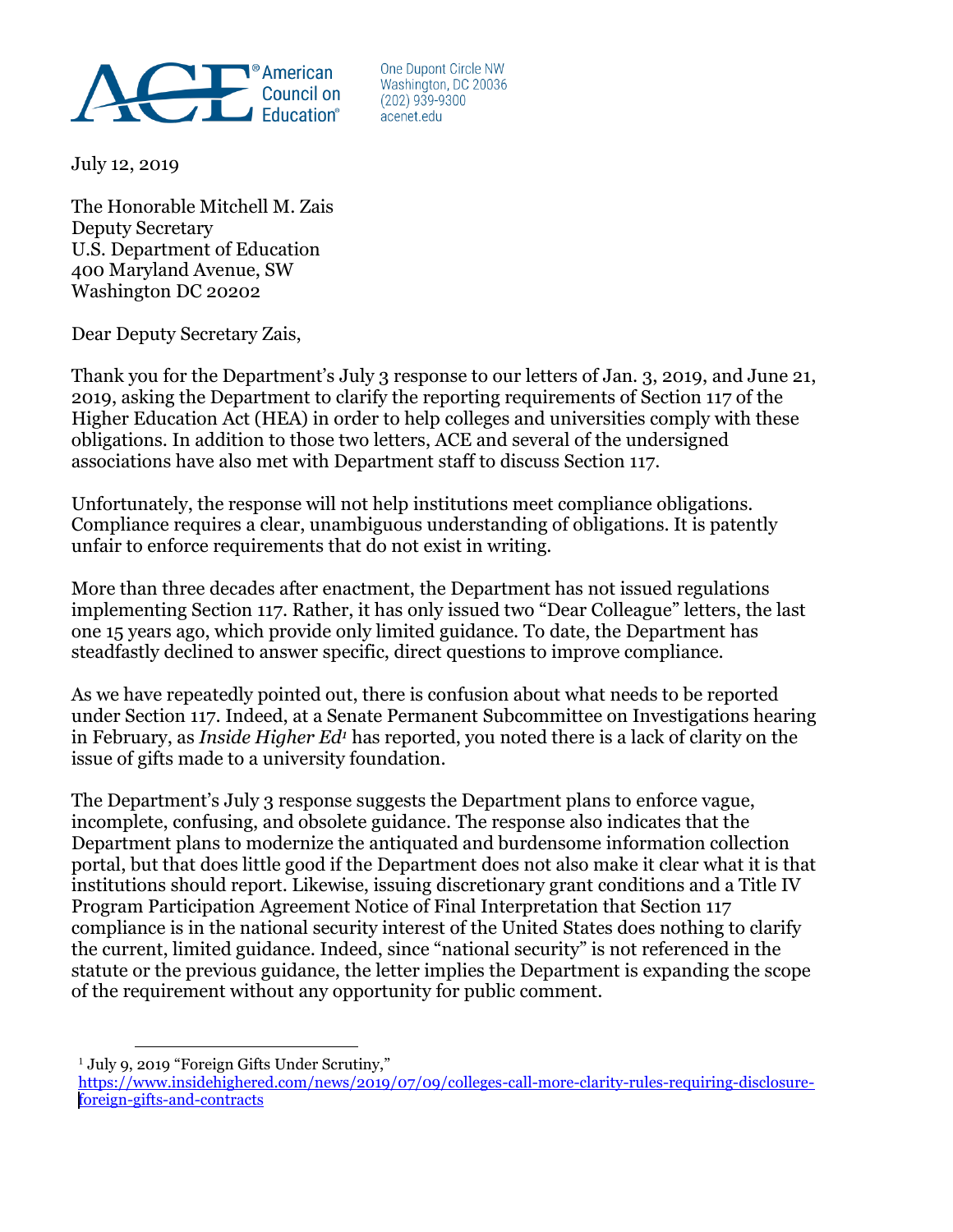American Council on Education®

One Dupont Circle NW
Washington, DC 20036
(202) 939-9300
acenet.edu

July 12, 2019

The Honorable Mitchell M. Zais
Deputy Secretary
U.S. Department of Education
400 Maryland Avenue, SW
Washington DC 20202

Dear Deputy Secretary Zais,

Thank you for the Department's July 3 response to our letters of Jan. 3, 2019, and June 21, 2019, asking the Department to clarify the reporting requirements of Section 117 of the Higher Education Act (HEA) in order to help colleges and universities comply with these obligations. In addition to those two letters, ACE and several of the undersigned associations have also met with Department staff to discuss Section 117.

Unfortunately, the response will not help institutions meet compliance obligations. Compliance requires a clear, unambiguous understanding of obligations. It is patently unfair to enforce requirements that do not exist in writing.

More than three decades after enactment, the Department has not issued regulations implementing Section 117. Rather, it has only issued two "Dear Colleague" letters, the last one 15 years ago, which provide only limited guidance. To date, the Department has steadfastly declined to answer specific, direct questions to improve compliance.

As we have repeatedly pointed out, there is confusion about what needs to be reported under Section 117. Indeed, at a Senate Permanent Subcommittee on Investigations hearing in February, as *Inside Higher Ed*[1] has reported, you noted there is a lack of clarity on the issue of gifts made to a university foundation.

The Department's July 3 response suggests the Department plans to enforce vague, incomplete, confusing, and obsolete guidance. The response also indicates that the Department plans to modernize the antiquated and burdensome information collection portal, but that does little good if the Department does not also make it clear what it is that institutions should report. Likewise, issuing discretionary grant conditions and a Title IV Program Participation Agreement Notice of Final Interpretation that Section 117 compliance is in the national security interest of the United States does nothing to clarify the current, limited guidance. Indeed, since "national security" is not referenced in the statute or the previous guidance, the letter implies the Department is expanding the scope of the requirement without any opportunity for public comment.

[1] July 9, 2019 "Foreign Gifts Under Scrutiny," https://www.insidehighered.com/news/2019/07/09/colleges-call-more-clarity-rules-requiring-disclosure-foreign-gifts-and-contracts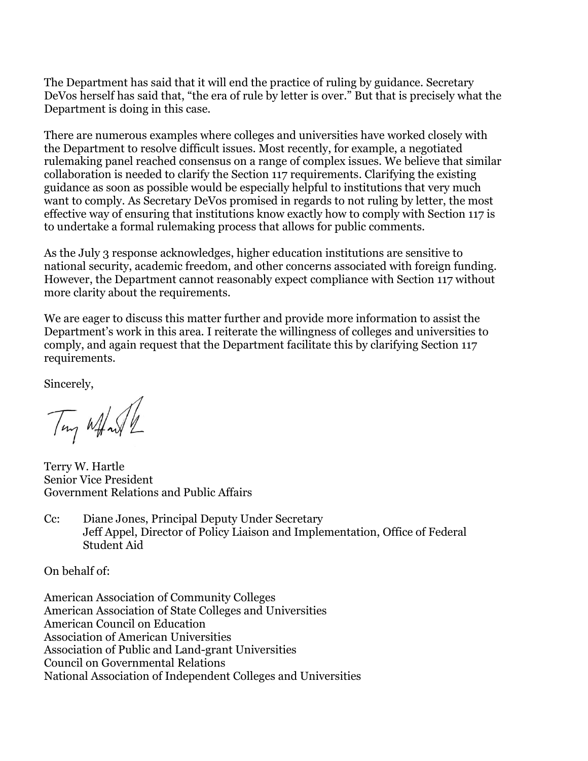The Department has said that it will end the practice of ruling by guidance. Secretary DeVos herself has said that, "the era of rule by letter is over." But that is precisely what the Department is doing in this case.

There are numerous examples where colleges and universities have worked closely with the Department to resolve difficult issues. Most recently, for example, a negotiated rulemaking panel reached consensus on a range of complex issues. We believe that similar collaboration is needed to clarify the Section 117 requirements. Clarifying the existing guidance as soon as possible would be especially helpful to institutions that very much want to comply. As Secretary DeVos promised in regards to not ruling by letter, the most effective way of ensuring that institutions know exactly how to comply with Section 117 is to undertake a formal rulemaking process that allows for public comments.

As the July 3 response acknowledges, higher education institutions are sensitive to national security, academic freedom, and other concerns associated with foreign funding. However, the Department cannot reasonably expect compliance with Section 117 without more clarity about the requirements.

We are eager to discuss this matter further and provide more information to assist the Department's work in this area. I reiterate the willingness of colleges and universities to comply, and again request that the Department facilitate this by clarifying Section 117 requirements.

Sincerely,

Terry W. Hartle
Senior Vice President
Government Relations and Public Affairs

Cc: Diane Jones, Principal Deputy Under Secretary
Jeff Appel, Director of Policy Liaison and Implementation, Office of Federal Student Aid

On behalf of:

American Association of Community Colleges
American Association of State Colleges and Universities
American Council on Education
Association of American Universities
Association of Public and Land-grant Universities
Council on Governmental Relations
National Association of Independent Colleges and Universities